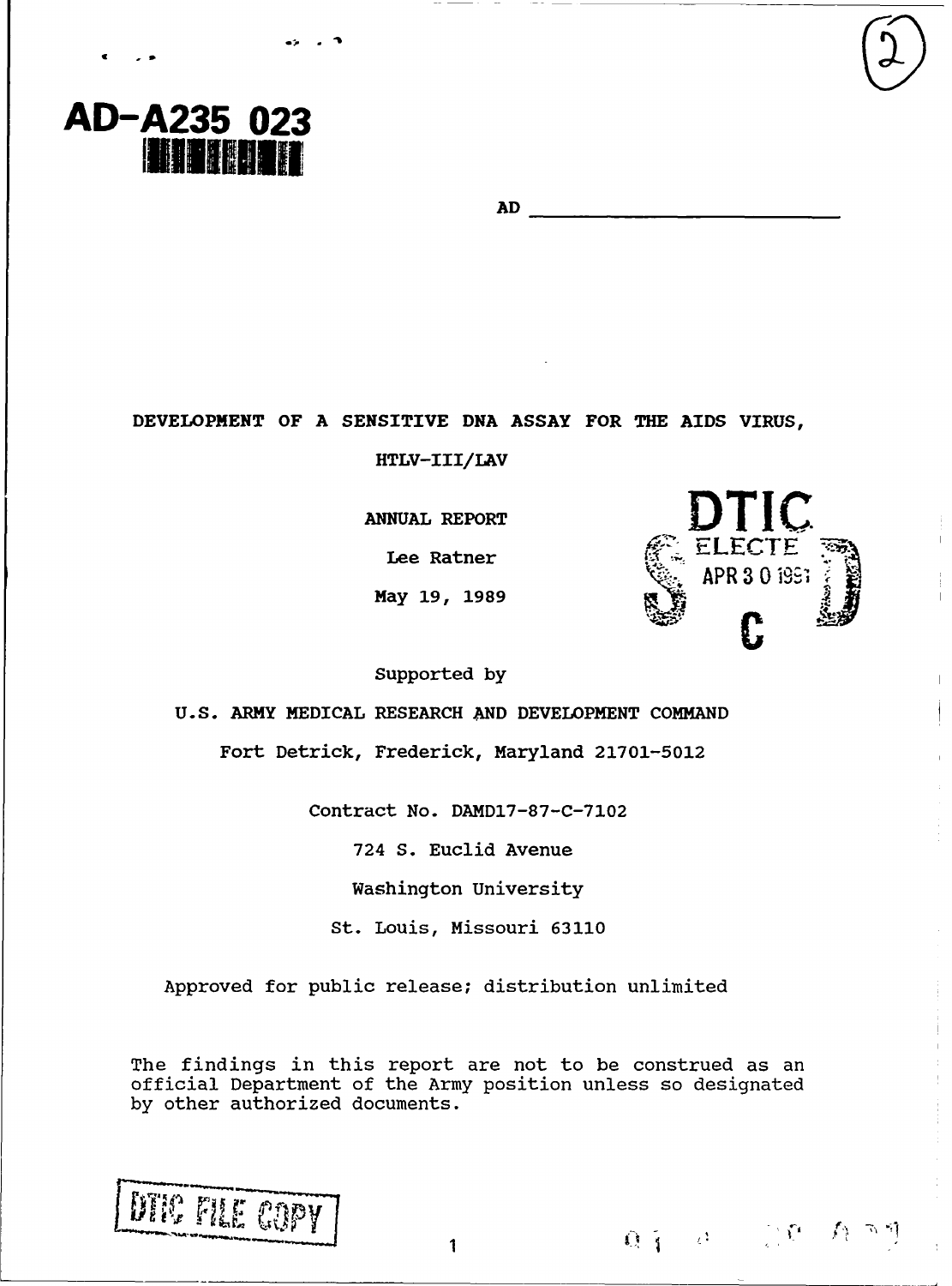AD-A235 023

AD ___________________________

DEVELOPMENT OF A SENSITIVE DNA ASSAY FOR THE AIDS VIRUS,

HTLV-III/LAV

ANNUAL REPORT

Lee Ratner

May 19, 1989

DTIC ELECTE APR 30 1991 S C D

Supported by

U.S. ARMY MEDICAL RESEARCH AND DEVELOPMENT COMMAND

Fort Detrick, Frederick, Maryland 21701-5012

Contract No. DAMD17-87-C-7102

724 S. Euclid Avenue

Washington University

St. Louis, Missouri 63110

Approved for public release; distribution unlimited

The findings in this report are not to be construed as an official Department of the Army position unless so designated by other authorized documents.

DTIC FILE COPY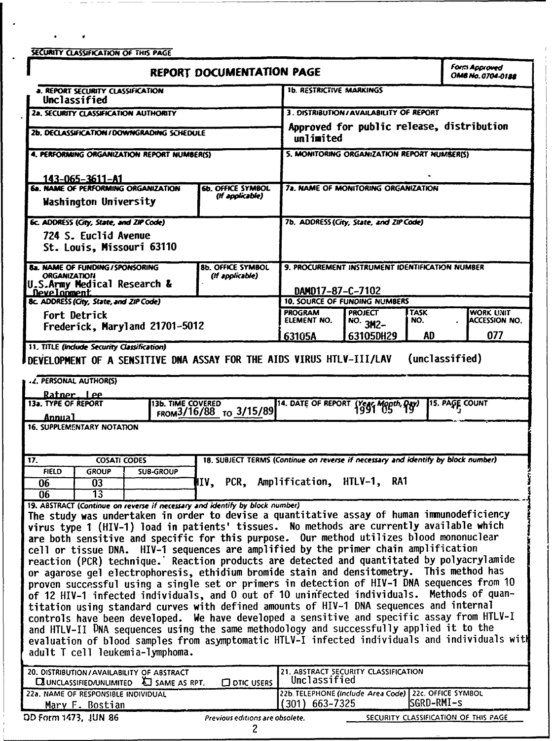SECURITY CLASSIFICATION OF THIS PAGE

# REPORT DOCUMENTATION PAGE

Form Approved
OMB No. 0704-0188

| | |
|---|---|
| 1a. REPORT SECURITY CLASSIFICATION<br>Unclassified | 1b. RESTRICTIVE MARKINGS |
| 2a. SECURITY CLASSIFICATION AUTHORITY | 3. DISTRIBUTION/AVAILABILITY OF REPORT<br>Approved for public release, distribution unlimited |
| 2b. DECLASSIFICATION/DOWNGRADING SCHEDULE | |
| 4. PERFORMING ORGANIZATION REPORT NUMBER(S)<br>143-065-3611-A1 | 5. MONITORING ORGANIZATION REPORT NUMBER(S) |
| 6a. NAME OF PERFORMING ORGANIZATION<br>Washington University<br>6b. OFFICE SYMBOL (If applicable) | 7a. NAME OF MONITORING ORGANIZATION |
| 6c. ADDRESS (City, State, and ZIP Code)<br>724 S. Euclid Avenue<br>St. Louis, Missouri 63110 | 7b. ADDRESS (City, State, and ZIP Code) |
| 8a. NAME OF FUNDING/SPONSORING ORGANIZATION<br>U.S.Army Medical Research & Development<br>8b. OFFICE SYMBOL (If applicable) | 9. PROCUREMENT INSTRUMENT IDENTIFICATION NUMBER<br>DAMD17-87-C-7102 |
| 8c. ADDRESS (City, State, and ZIP Code)<br>Fort Detrick<br>Frederick, Maryland 21701-5012 | 10. SOURCE OF FUNDING NUMBERS<br>PROGRAM ELEMENT NO. 63105A<br>PROJECT NO. 3M2-63105DH29<br>TASK NO. AD<br>WORK UNIT ACCESSION NO. 077 |

11. TITLE (Include Security Classification)
DEVELOPMENT OF A SENSITIVE DNA ASSAY FOR THE AIDS VIRUS HTLV-III/LAV (unclassified)

12. PERSONAL AUTHOR(S)
Ratner, Lee

| 13a. TYPE OF REPORT | 13b. TIME COVERED | 14. DATE OF REPORT (Year, Month, Day) | 15. PAGE COUNT |
|---|---|---|---|
| Annual | FROM 3/16/88 TO 3/15/89 | 1991 05 19 | |

16. SUPPLEMENTARY NOTATION

| 17. COSATI CODES | | | 18. SUBJECT TERMS (Continue on reverse if necessary and identify by block number) |
|---|---|---|---|
| FIELD | GROUP | SUB-GROUP | HIV, PCR, Amplification, HTLV-1, RA1 |
| 06 | 03 | | |
| 06 | 13 | | |

19. ABSTRACT (Continue on reverse if necessary and identify by block number)

The study was undertaken in order to devise a quantitative assay of human immunodeficiency virus type 1 (HIV-1) load in patients' tissues. No methods are currently available which are both sensitive and specific for this purpose. Our method utilizes blood mononuclear cell or tissue DNA. HIV-1 sequences are amplified by the primer chain amplification reaction (PCR) technique. Reaction products are detected and quantitated by polyacrylamide or agarose gel electrophoresis, ethidium bromide stain and densitometry. This method has proven successful using a single set or primers in detection of HIV-1 DNA sequences from 10 of 12 HIV-1 infected individuals, and 0 out of 10 uninfected individuals. Methods of quantitation using standard curves with defined amounts of HIV-1 DNA sequences and internal controls have been developed. We have developed a sensitive and specific assay from HTLV-I and HTLV-II DNA sequences using the same methodology and successfully applied it to the evaluation of blood samples from asymptomatic HTLV-I infected individuals and individuals with adult T cell leukemia-lymphoma.

| | | |
|---|---|---|
| 20. DISTRIBUTION/AVAILABILITY OF ABSTRACT<br>☐ UNCLASSIFIED/UNLIMITED ☒ SAME AS RPT. ☐ DTIC USERS | 21. ABSTRACT SECURITY CLASSIFICATION<br>Unclassified | |
| 22a. NAME OF RESPONSIBLE INDIVIDUAL<br>Mary F. Bostian | 22b. TELEPHONE (Include Area Code)<br>(301) 663-7325 | 22c. OFFICE SYMBOL<br>SGRD-RMI-S |

DD Form 1473, JUN 86 Previous editions are obsolete. SECURITY CLASSIFICATION OF THIS PAGE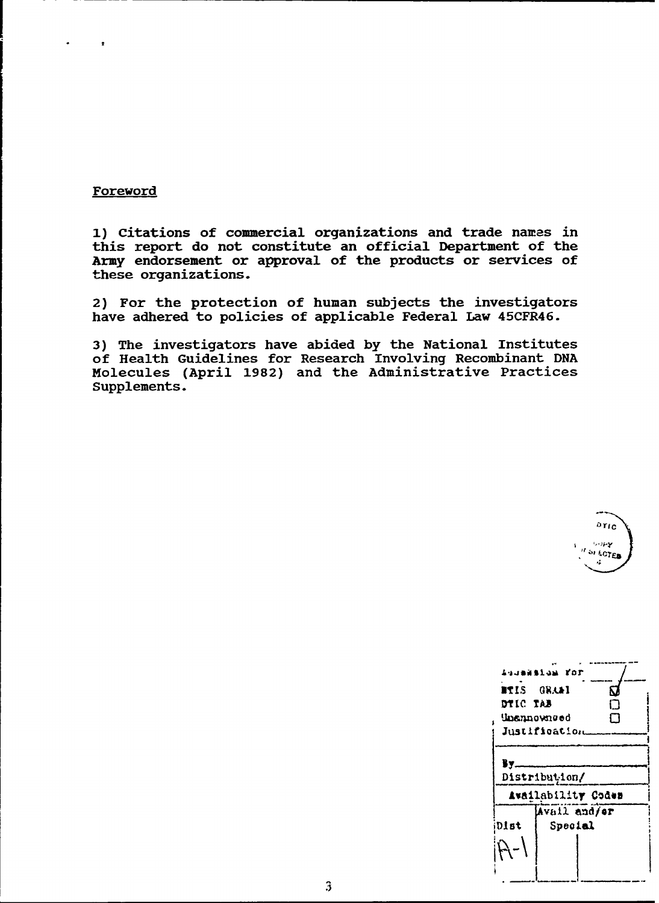## Foreword

1) Citations of commercial organizations and trade names in this report do not constitute an official Department of the Army endorsement or approval of the products or services of these organizations.

2) For the protection of human subjects the investigators have adhered to policies of applicable Federal Law 45CFR46.

3) The investigators have abided by the National Institutes of Health Guidelines for Research Involving Recombinant DNA Molecules (April 1982) and the Administrative Practices Supplements.

| Accession For | |
|---|---|
| NTIS GRA&I | ☑ |
| DTIC TAB | ☐ |
| Unannounced | ☐ |
| Justification | |
| By | |
| Distribution/ | |
| Availability Codes | |
| Dist | Avail and/or Special |
| A-1 | |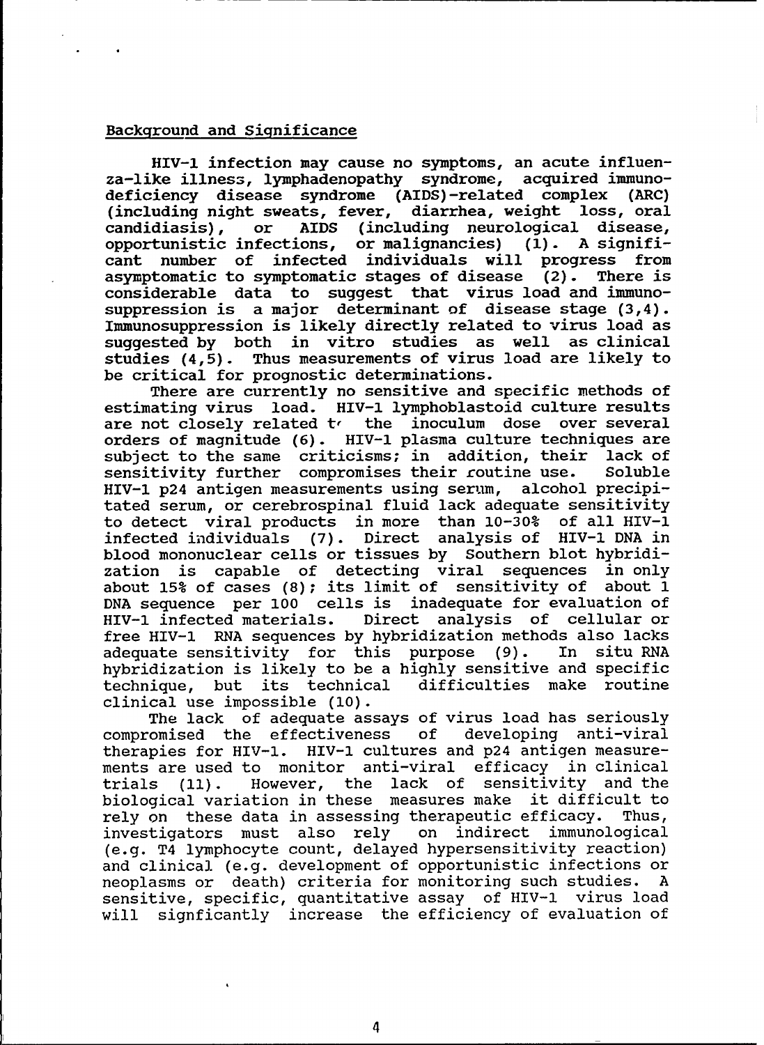## Background and Significance

HIV-1 infection may cause no symptoms, an acute influenza-like illness, lymphadenopathy syndrome, acquired immunodeficiency disease syndrome (AIDS)-related complex (ARC) (including night sweats, fever, diarrhea, weight loss, oral candidiasis), or AIDS (including neurological disease, opportunistic infections, or malignancies) (1). A significant number of infected individuals will progress from asymptomatic to symptomatic stages of disease (2). There is considerable data to suggest that virus load and immunosuppression is a major determinant of disease stage (3,4). Immunosuppression is likely directly related to virus load as suggested by both in vitro studies as well as clinical studies (4,5). Thus measurements of virus load are likely to be critical for prognostic determinations.

There are currently no sensitive and specific methods of estimating virus load. HIV-1 lymphoblastoid culture results are not closely related to the inoculum dose over several orders of magnitude (6). HIV-1 plasma culture techniques are subject to the same criticisms; in addition, their lack of sensitivity further compromises their routine use. Soluble HIV-1 p24 antigen measurements using serum, alcohol precipitated serum, or cerebrospinal fluid lack adequate sensitivity to detect viral products in more than 10-30% of all HIV-1 infected individuals (7). Direct analysis of HIV-1 DNA in blood mononuclear cells or tissues by Southern blot hybridization is capable of detecting viral sequences in only about 15% of cases (8); its limit of sensitivity of about 1 DNA sequence per 100 cells is inadequate for evaluation of HIV-1 infected materials. Direct analysis of cellular or free HIV-1 RNA sequences by hybridization methods also lacks adequate sensitivity for this purpose (9). In situ RNA hybridization is likely to be a highly sensitive and specific technique, but its technical difficulties make routine clinical use impossible (10).

The lack of adequate assays of virus load has seriously compromised the effectiveness of developing anti-viral therapies for HIV-1. HIV-1 cultures and p24 antigen measurements are used to monitor anti-viral efficacy in clinical trials (11). However, the lack of sensitivity and the biological variation in these measures make it difficult to rely on these data in assessing therapeutic efficacy. Thus, investigators must also rely on indirect immunological (e.g. T4 lymphocyte count, delayed hypersensitivity reaction) and clinical (e.g. development of opportunistic infections or neoplasms or death) criteria for monitoring such studies. A sensitive, specific, quantitative assay of HIV-1 virus load will signficantly increase the efficiency of evaluation of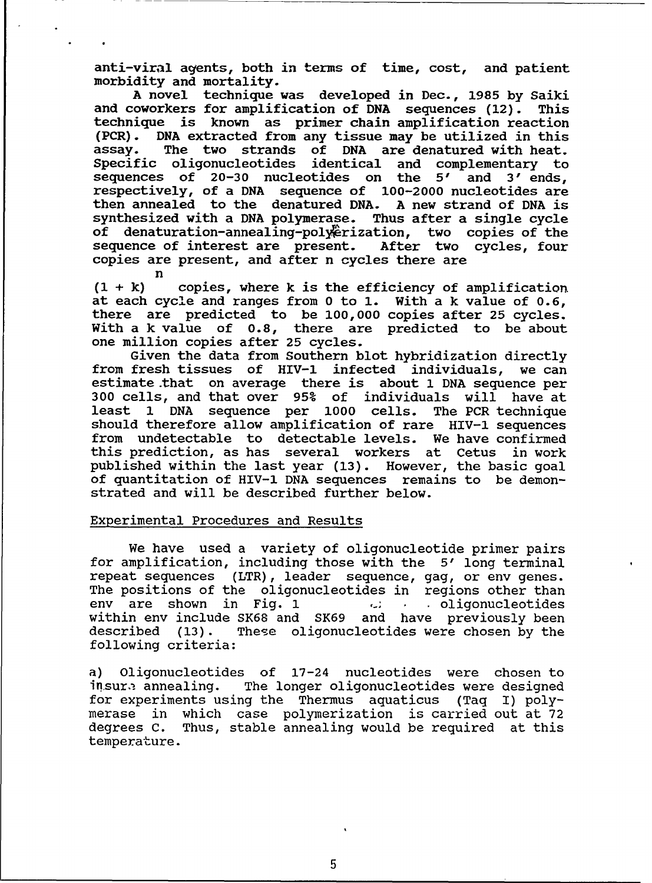anti-viral agents, both in terms of time, cost, and patient morbidity and mortality.

A novel technique was developed in Dec., 1985 by Saiki and coworkers for amplification of DNA sequences (12). This technique is known as primer chain amplification reaction (PCR). DNA extracted from any tissue may be utilized in this assay. The two strands of DNA are denatured with heat. Specific oligonucleotides identical and complementary to sequences of 20-30 nucleotides on the 5′ and 3′ ends, respectively, of a DNA sequence of 100-2000 nucleotides are then annealed to the denatured DNA. A new strand of DNA is synthesized with a DNA polymerase. Thus after a single cycle of denaturation-annealing-polymerization, two copies of the sequence of interest are present. After two cycles, four copies are present, and after n cycles there are $(1 + k)^n$ copies, where k is the efficiency of amplification at each cycle and ranges from 0 to 1. With a k value of 0.6, there are predicted to be 100,000 copies after 25 cycles. With a k value of 0.8, there are predicted to be about one million copies after 25 cycles.

Given the data from Southern blot hybridization directly from fresh tissues of HIV-1 infected individuals, we can estimate that on average there is about 1 DNA sequence per 300 cells, and that over 95% of individuals will have at least 1 DNA sequence per 1000 cells. The PCR technique should therefore allow amplification of rare HIV-1 sequences from undetectable to detectable levels. We have confirmed this prediction, as has several workers at Cetus in work published within the last year (13). However, the basic goal of quantitation of HIV-1 DNA sequences remains to be demonstrated and will be described further below.

## Experimental Procedures and Results

We have used a variety of oligonucleotide primer pairs for amplification, including those with the 5′ long terminal repeat sequences (LTR), leader sequence, gag, or env genes. The positions of the oligonucleotides in regions other than env are shown in Fig. 1 . oligonucleotides within env include SK68 and SK69 and have previously been described (13). These oligonucleotides were chosen by the following criteria:

a) Oligonucleotides of 17-24 nucleotides were chosen to insure annealing. The longer oligonucleotides were designed for experiments using the Thermus aquaticus (Taq I) polymerase in which case polymerization is carried out at 72 degrees C. Thus, stable annealing would be required at this temperature.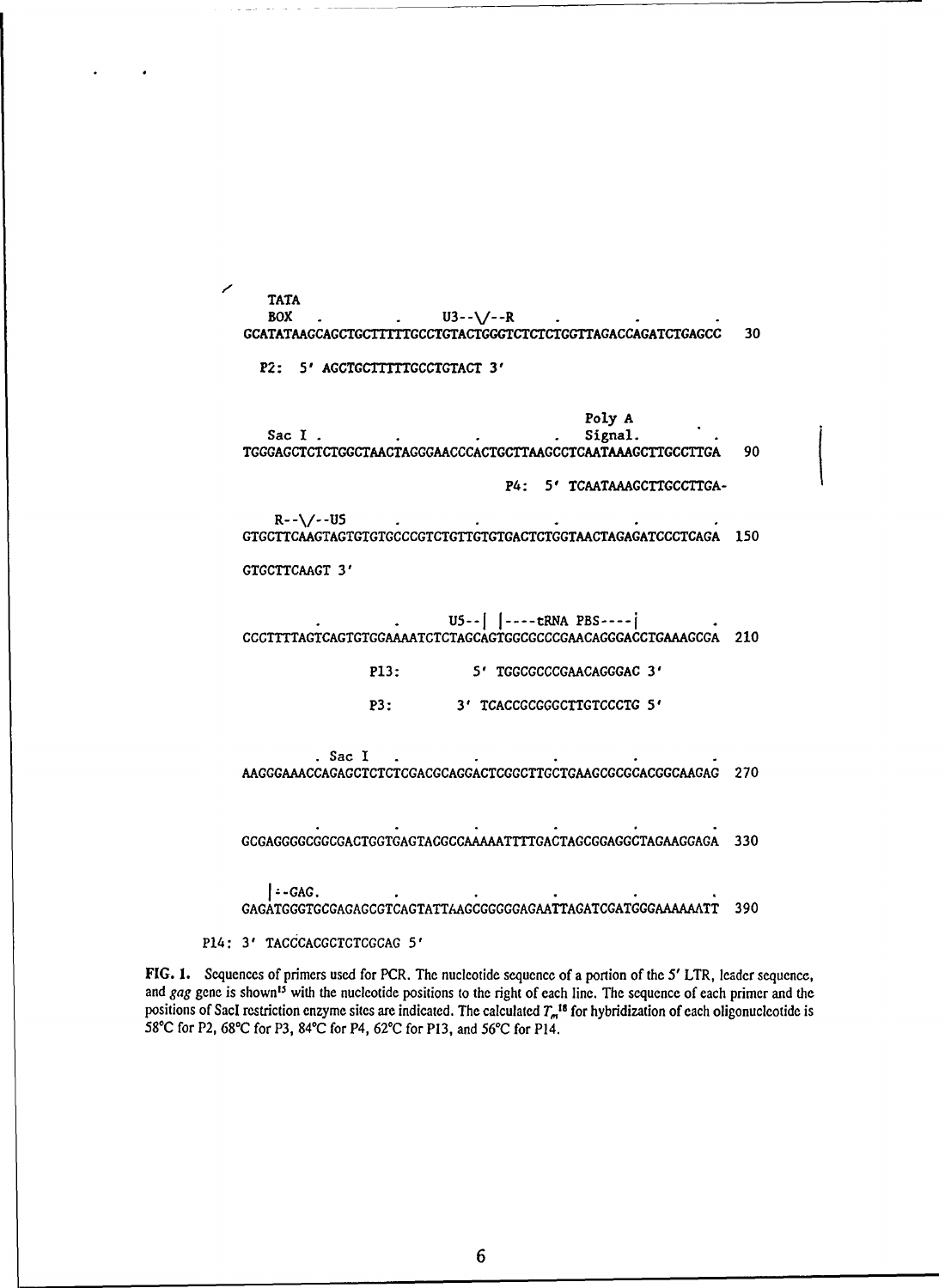```
TATA
BOX   .        .     U3--\/--R    .        .        .
GCATATAAGCAGCTGCTTTTTGCCTGTACTGGGTCTCTCTGGTTAGACCAGATCTGAGCC   30

  P2:  5' AGCTGCTTTTTGCCTGTACT 3'

                                              Poly A
  Sac I .        .        .        .          Signal.          .
TGGGAGCTCTCTGGCTAACTAGGGAACCCACTGCTTAAGCCTCAATAAAGCTTGCCTTGA   90

                                   P4:  5' TCAATAAAGCTTGCCTTGA-

   R--\/--U5       .        .        .        .        .
GTGCTTCAAGTAGTGTGTGCCCGTCTGTTGTGTGACTCTGGTAACTAGAGATCCCTCAGA  150

GTGCTTCAAGT 3'

      .        .      U5--|  |----tRNA PBS----|        .
CCCTTTTAGTCAGTGTGGAAAATCTCTAGCAGTGGCGCCCGAACAGGGACCTGAAAGCGA  210

              P13:         5' TGGCGCCCGAACAGGGAC 3'

              P3:          3' TCACCGCGGGCTTGTCCCTG 5'

          . Sac I   .        .        .        .        .
AAGGGAAACCAGAGCTCTCTCGACGCAGGACTCGGCTTGCTGAAGCGCGCACGGCAAGAG  270

      .        .        .        .        .        .
GCGAGGGGCGGCGACTGGTGAGTACGCCAAAAATTTTGACTAGCGGAGGCTAGAAGGAGA  330

   |--GAG.        .        .        .        .        .
GAGATGGGTGCGAGAGCGTCAGTATTAAGCGGGGGAGAATTAGATCGATGGGAAAAAATT  390

P14: 3' TACCCACGCTCTCGCAG 5'
```

FIG. 1. Sequences of primers used for PCR. The nucleotide sequence of a portion of the 5′ LTR, leader sequence, and *gag* gene is shown[15] with the nucleotide positions to the right of each line. The sequence of each primer and the positions of SacI restriction enzyme sites are indicated. The calculated $T_m$[18] for hybridization of each oligonucleotide is 58°C for P2, 68°C for P3, 84°C for P4, 62°C for P13, and 56°C for P14.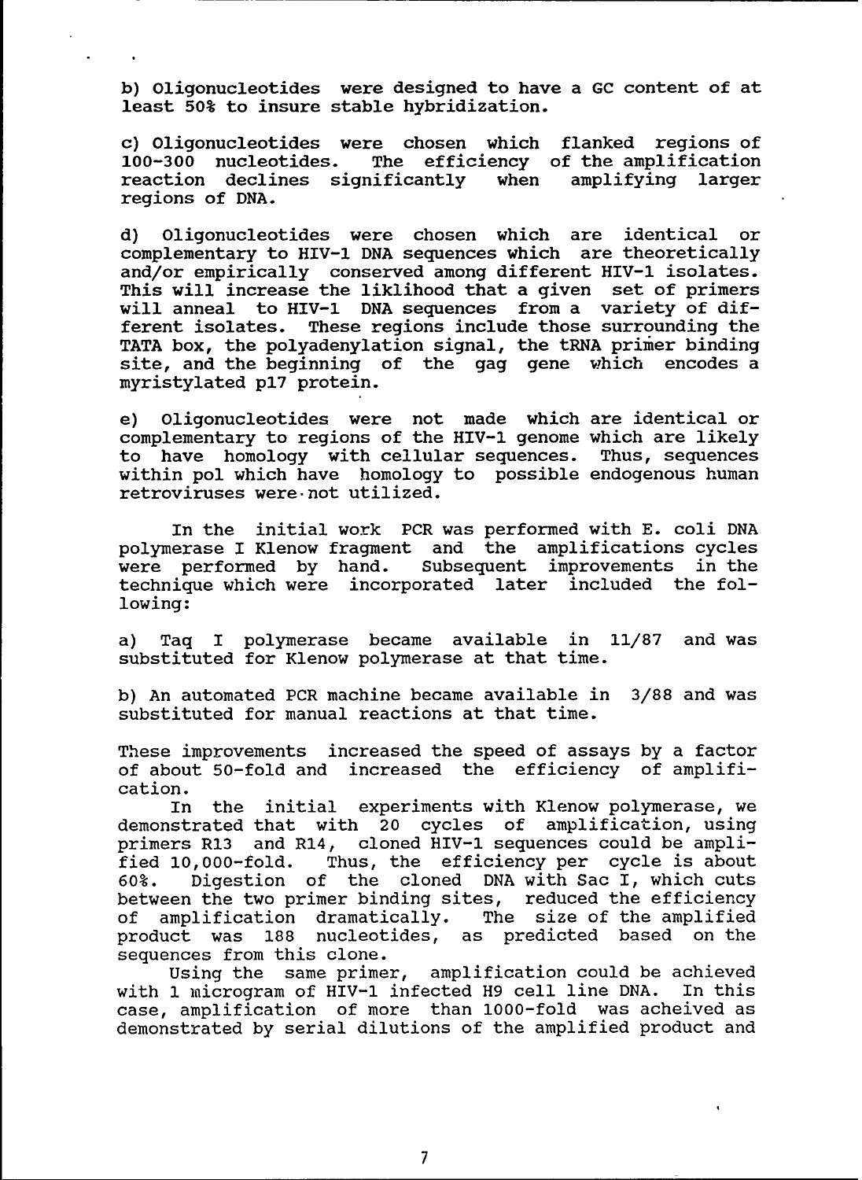b) Oligonucleotides were designed to have a GC content of at least 50% to insure stable hybridization.

c) Oligonucleotides were chosen which flanked regions of 100-300 nucleotides. The efficiency of the amplification reaction declines significantly when amplifying larger regions of DNA.

d) Oligonucleotides were chosen which are identical or complementary to HIV-1 DNA sequences which are theoretically and/or empirically conserved among different HIV-1 isolates. This will increase the liklihood that a given set of primers will anneal to HIV-1 DNA sequences from a variety of different isolates. These regions include those surrounding the TATA box, the polyadenylation signal, the tRNA primer binding site, and the beginning of the gag gene which encodes a myristylated p17 protein.

e) Oligonucleotides were not made which are identical or complementary to regions of the HIV-1 genome which are likely to have homology with cellular sequences. Thus, sequences within pol which have homology to possible endogenous human retroviruses were not utilized.

In the initial work PCR was performed with E. coli DNA polymerase I Klenow fragment and the amplifications cycles were performed by hand. Subsequent improvements in the technique which were incorporated later included the following:

a) Taq I polymerase became available in 11/87 and was substituted for Klenow polymerase at that time.

b) An automated PCR machine became available in 3/88 and was substituted for manual reactions at that time.

These improvements increased the speed of assays by a factor of about 50-fold and increased the efficiency of amplification.

In the initial experiments with Klenow polymerase, we demonstrated that with 20 cycles of amplification, using primers R13 and R14, cloned HIV-1 sequences could be amplified 10,000-fold. Thus, the efficiency per cycle is about 60%. Digestion of the cloned DNA with Sac I, which cuts between the two primer binding sites, reduced the efficiency of amplification dramatically. The size of the amplified product was 188 nucleotides, as predicted based on the sequences from this clone.

Using the same primer, amplification could be achieved with 1 microgram of HIV-1 infected H9 cell line DNA. In this case, amplification of more than 1000-fold was acheived as demonstrated by serial dilutions of the amplified product and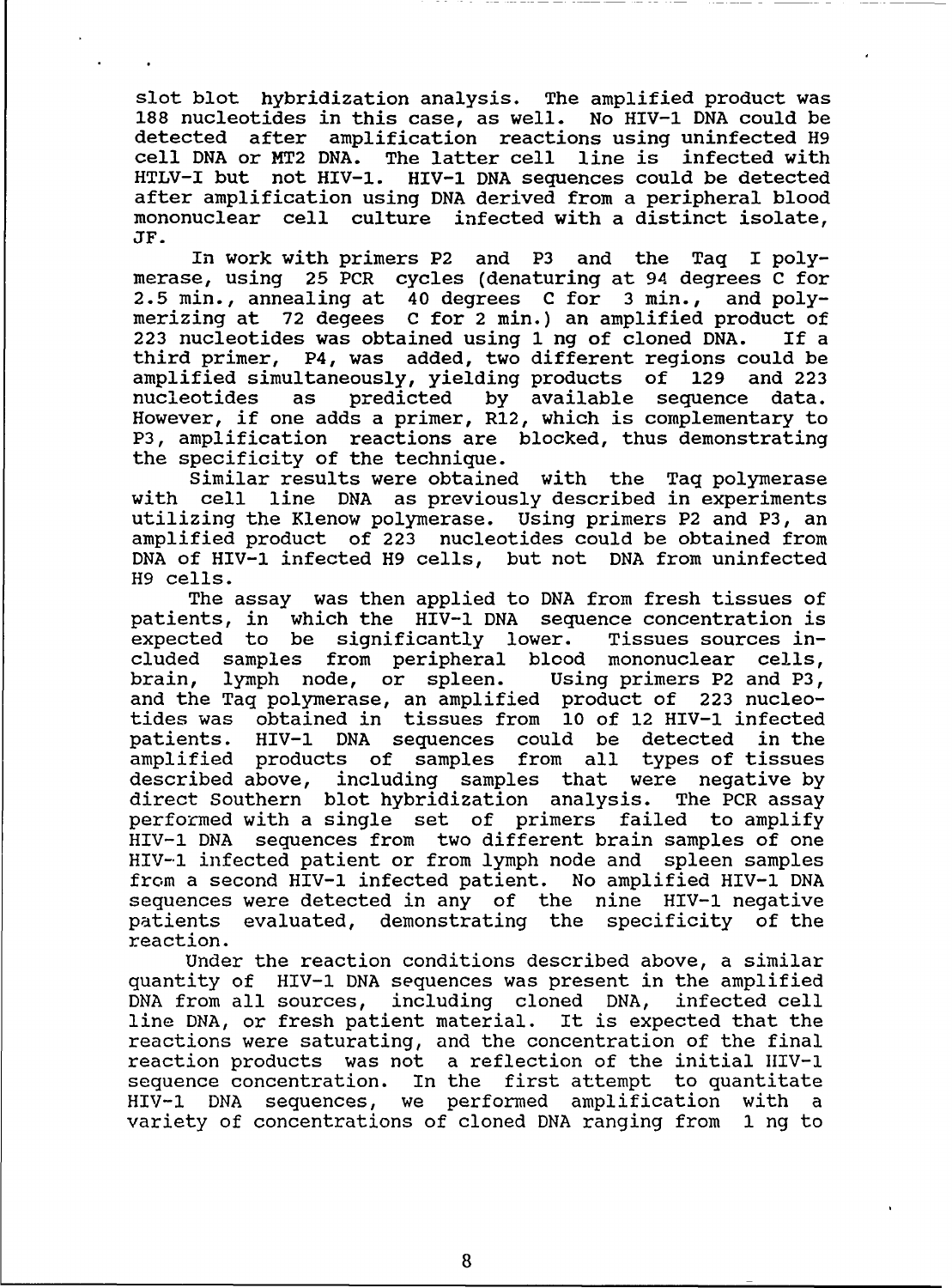slot blot hybridization analysis. The amplified product was 188 nucleotides in this case, as well. No HIV-1 DNA could be detected after amplification reactions using uninfected H9 cell DNA or MT2 DNA. The latter cell line is infected with HTLV-I but not HIV-1. HIV-1 DNA sequences could be detected after amplification using DNA derived from a peripheral blood mononuclear cell culture infected with a distinct isolate, JF.

In work with primers P2 and P3 and the Taq I polymerase, using 25 PCR cycles (denaturing at 94 degrees C for 2.5 min., annealing at 40 degrees C for 3 min., and polymerizing at 72 degees C for 2 min.) an amplified product of 223 nucleotides was obtained using 1 ng of cloned DNA. If a third primer, P4, was added, two different regions could be amplified simultaneously, yielding products of 129 and 223 nucleotides as predicted by available sequence data. However, if one adds a primer, R12, which is complementary to P3, amplification reactions are blocked, thus demonstrating the specificity of the technique.

Similar results were obtained with the Taq polymerase with cell line DNA as previously described in experiments utilizing the Klenow polymerase. Using primers P2 and P3, an amplified product of 223 nucleotides could be obtained from DNA of HIV-1 infected H9 cells, but not DNA from uninfected H9 cells.

The assay was then applied to DNA from fresh tissues of patients, in which the HIV-1 DNA sequence concentration is expected to be significantly lower. Tissues sources included samples from peripheral blood mononuclear cells, brain, lymph node, or spleen. Using primers P2 and P3, and the Taq polymerase, an amplified product of 223 nucleotides was obtained in tissues from 10 of 12 HIV-1 infected patients. HIV-1 DNA sequences could be detected in the amplified products of samples from all types of tissues described above, including samples that were negative by direct Southern blot hybridization analysis. The PCR assay performed with a single set of primers failed to amplify HIV-1 DNA sequences from two different brain samples of one HIV-1 infected patient or from lymph node and spleen samples from a second HIV-1 infected patient. No amplified HIV-1 DNA sequences were detected in any of the nine HIV-1 negative patients evaluated, demonstrating the specificity of the reaction.

Under the reaction conditions described above, a similar quantity of HIV-1 DNA sequences was present in the amplified DNA from all sources, including cloned DNA, infected cell line DNA, or fresh patient material. It is expected that the reactions were saturating, and the concentration of the final reaction products was not a reflection of the initial HIV-1 sequence concentration. In the first attempt to quantitate HIV-1 DNA sequences, we performed amplification with a variety of concentrations of cloned DNA ranging from 1 ng to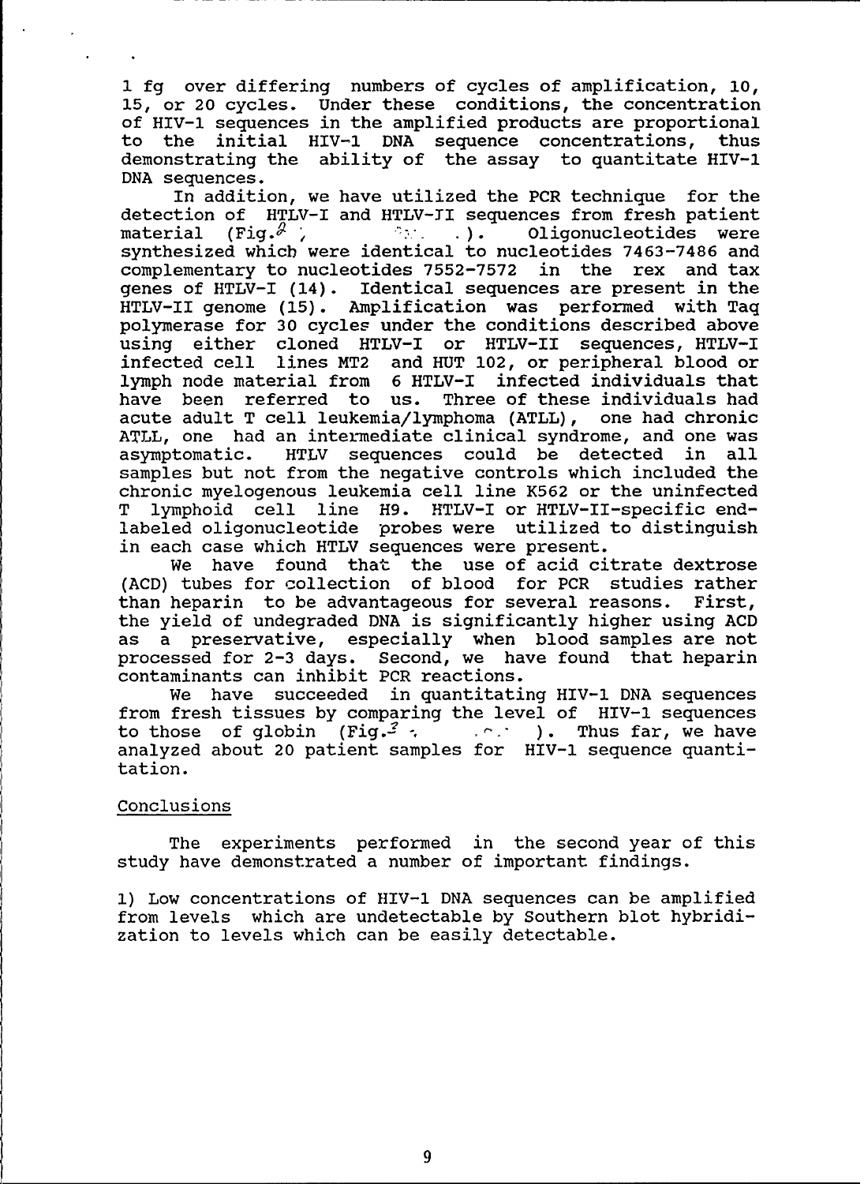1 fg over differing numbers of cycles of amplification, 10, 15, or 20 cycles. Under these conditions, the concentration of HIV-1 sequences in the amplified products are proportional to the initial HIV-1 DNA sequence concentrations, thus demonstrating the ability of the assay to quantitate HIV-1 DNA sequences.

In addition, we have utilized the PCR technique for the detection of HTLV-I and HTLV-II sequences from fresh patient material (Fig.2 ; ). Oligonucleotides were synthesized which were identical to nucleotides 7463-7486 and complementary to nucleotides 7552-7572 in the rex and tax genes of HTLV-I (14). Identical sequences are present in the HTLV-II genome (15). Amplification was performed with Taq polymerase for 30 cycles under the conditions described above using either cloned HTLV-I or HTLV-II sequences, HTLV-I infected cell lines MT2 and HUT 102, or peripheral blood or lymph node material from 6 HTLV-I infected individuals that have been referred to us. Three of these individuals had acute adult T cell leukemia/lymphoma (ATLL), one had chronic ATLL, one had an intermediate clinical syndrome, and one was asymptomatic. HTLV sequences could be detected in all samples but not from the negative controls which included the chronic myelogenous leukemia cell line K562 or the uninfected T lymphoid cell line H9. HTLV-I or HTLV-II-specific end-labeled oligonucleotide probes were utilized to distinguish in each case which HTLV sequences were present.

We have found that the use of acid citrate dextrose (ACD) tubes for collection of blood for PCR studies rather than heparin to be advantageous for several reasons. First, the yield of undegraded DNA is significantly higher using ACD as a preservative, especially when blood samples are not processed for 2-3 days. Second, we have found that heparin contaminants can inhibit PCR reactions.

We have succeeded in quantitating HIV-1 DNA sequences from fresh tissues by comparing the level of HIV-1 sequences to those of globin (Fig.3 ). Thus far, we have analyzed about 20 patient samples for HIV-1 sequence quantitation.

## Conclusions

The experiments performed in the second year of this study have demonstrated a number of important findings.

1) Low concentrations of HIV-1 DNA sequences can be amplified from levels which are undetectable by Southern blot hybridization to levels which can be easily detectable.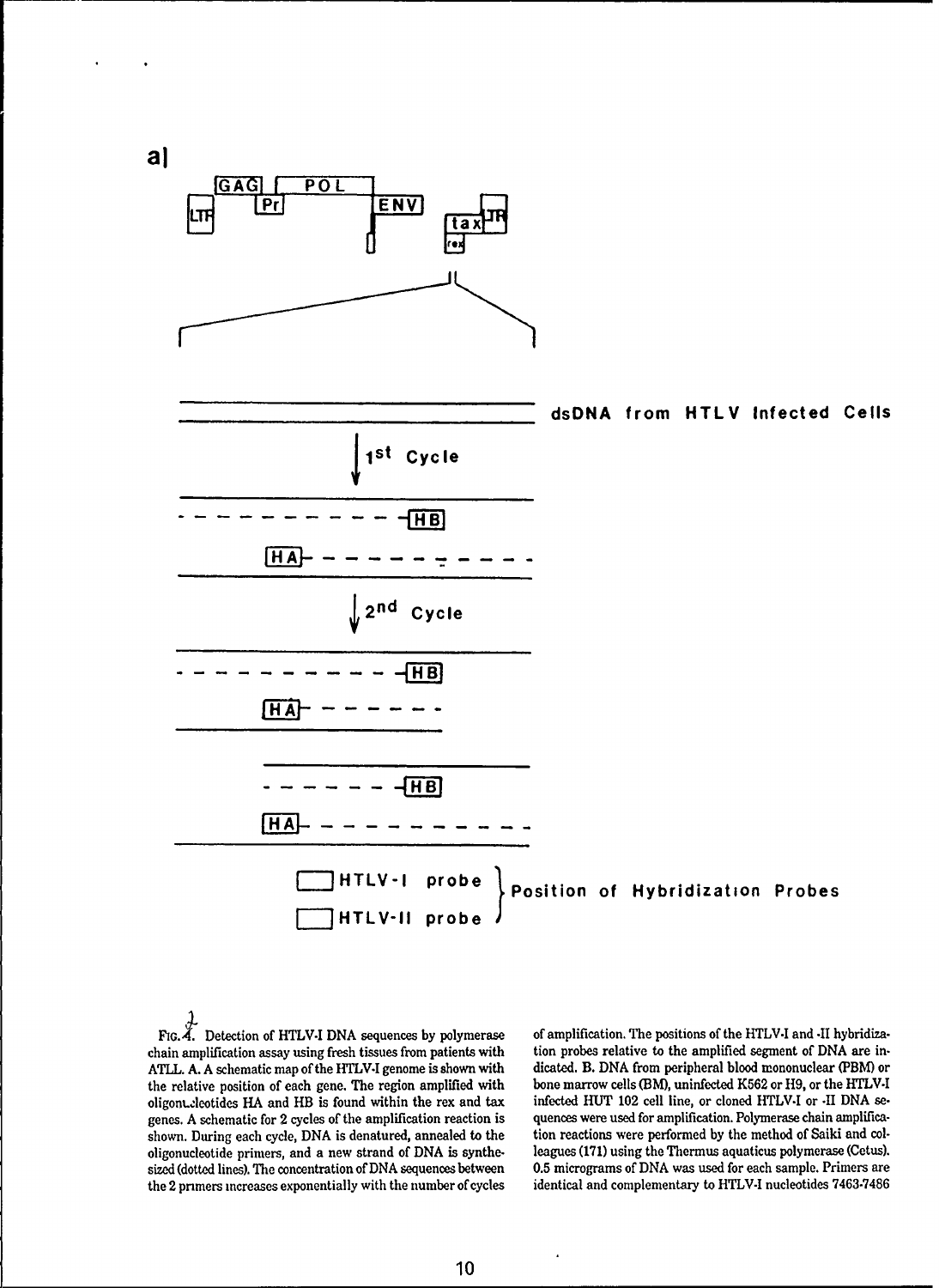a]

LTR GAG Pr POL ENV tax rex LTR

dsDNA from HTLV Infected Cells

1st Cycle

HB

HA

2nd Cycle

HB

HA

HB

HA

HTLV-I probe

HTLV-II probe

Position of Hybridization Probes

FIG. 4. Detection of HTLV-I DNA sequences by polymerase chain amplification assay using fresh tissues from patients with ATLL. A. A schematic map of the HTLV-I genome is shown with the relative position of each gene. The region amplified with oligonucleotides HA and HB is found within the rex and tax genes. A schematic for 2 cycles of the amplification reaction is shown. During each cycle, DNA is denatured, annealed to the oligonucleotide primers, and a new strand of DNA is synthesized (dotted lines). The concentration of DNA sequences between the 2 primers increases exponentially with the number of cycles of amplification. The positions of the HTLV-I and -II hybridization probes relative to the amplified segment of DNA are indicated. B. DNA from peripheral blood mononuclear (PBM) or bone marrow cells (BM), uninfected K562 or H9, or the HTLV-I infected HUT 102 cell line, or cloned HTLV-I or -II DNA sequences were used for amplification. Polymerase chain amplification reactions were performed by the method of Saiki and colleagues (171) using the Thermus aquaticus polymerase (Cetus). 0.5 micrograms of DNA was used for each sample. Primers are identical and complementary to HTLV-I nucleotides 7463-7486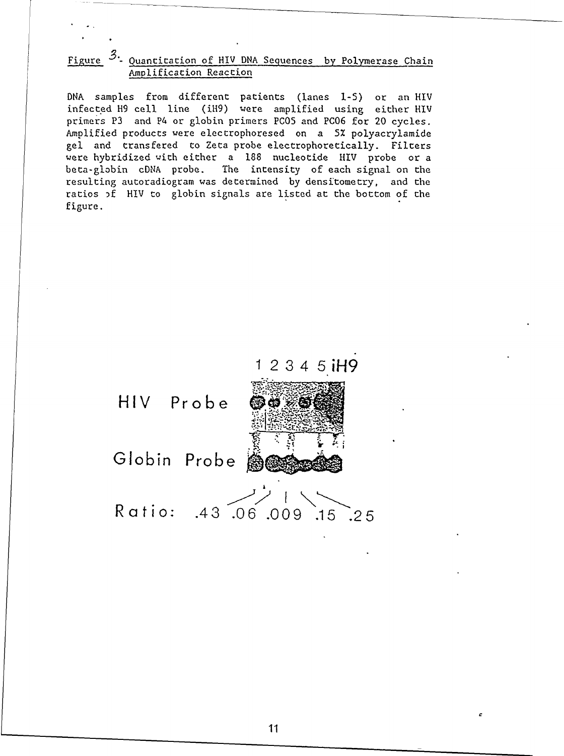Figure 3.- Quantitation of HIV DNA Sequences by Polymerase Chain Amplification Reaction

DNA samples from different patients (lanes 1-5) or an HIV infected H9 cell line (iH9) were amplified using either HIV primers P3 and P4 or globin primers PC05 and PC06 for 20 cycles. Amplified products were electrophoresed on a 5% polyacrylamide gel and transfered to Zeta probe electrophoretically. Filters were hybridized with either a 188 nucleotide HIV probe or a beta-globin cDNA probe. The intensity of each signal on the resulting autoradiogram was determined by densitometry, and the ratios of HIV to globin signals are listed at the bottom of the figure.

1 2 3 4 5 iH9

HIV Probe

Globin Probe

Ratio: .43 .06 .009 .15 .25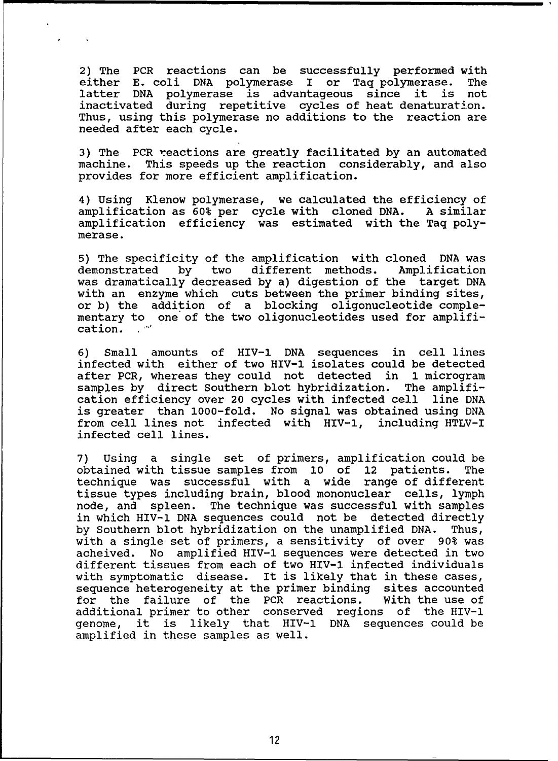2) The PCR reactions can be successfully performed with either E. coli DNA polymerase I or Taq polymerase. The latter DNA polymerase is advantageous since it is not inactivated during repetitive cycles of heat denaturation. Thus, using this polymerase no additions to the reaction are needed after each cycle.

3) The PCR reactions are greatly facilitated by an automated machine. This speeds up the reaction considerably, and also provides for more efficient amplification.

4) Using Klenow polymerase, we calculated the efficiency of amplification as 60% per cycle with cloned DNA. A similar amplification efficiency was estimated with the Taq polymerase.

5) The specificity of the amplification with cloned DNA was demonstrated by two different methods. Amplification was dramatically decreased by a) digestion of the target DNA with an enzyme which cuts between the primer binding sites, or b) the addition of a blocking oligonucleotide complementary to one of the two oligonucleotides used for amplification.

6) Small amounts of HIV-1 DNA sequences in cell lines infected with either of two HIV-1 isolates could be detected after PCR, whereas they could not detected in 1 microgram samples by direct Southern blot hybridization. The amplification efficiency over 20 cycles with infected cell line DNA is greater than 1000-fold. No signal was obtained using DNA from cell lines not infected with HIV-1, including HTLV-I infected cell lines.

7) Using a single set of primers, amplification could be obtained with tissue samples from 10 of 12 patients. The technique was successful with a wide range of different tissue types including brain, blood mononuclear cells, lymph node, and spleen. The technique was successful with samples in which HIV-1 DNA sequences could not be detected directly by Southern blot hybridization on the unamplified DNA. Thus, with a single set of primers, a sensitivity of over 90% was acheived. No amplified HIV-1 sequences were detected in two different tissues from each of two HIV-1 infected individuals with symptomatic disease. It is likely that in these cases, sequence heterogeneity at the primer binding sites accounted for the failure of the PCR reactions. With the use of additional primer to other conserved regions of the HIV-1 genome, it is likely that HIV-1 DNA sequences could be amplified in these samples as well.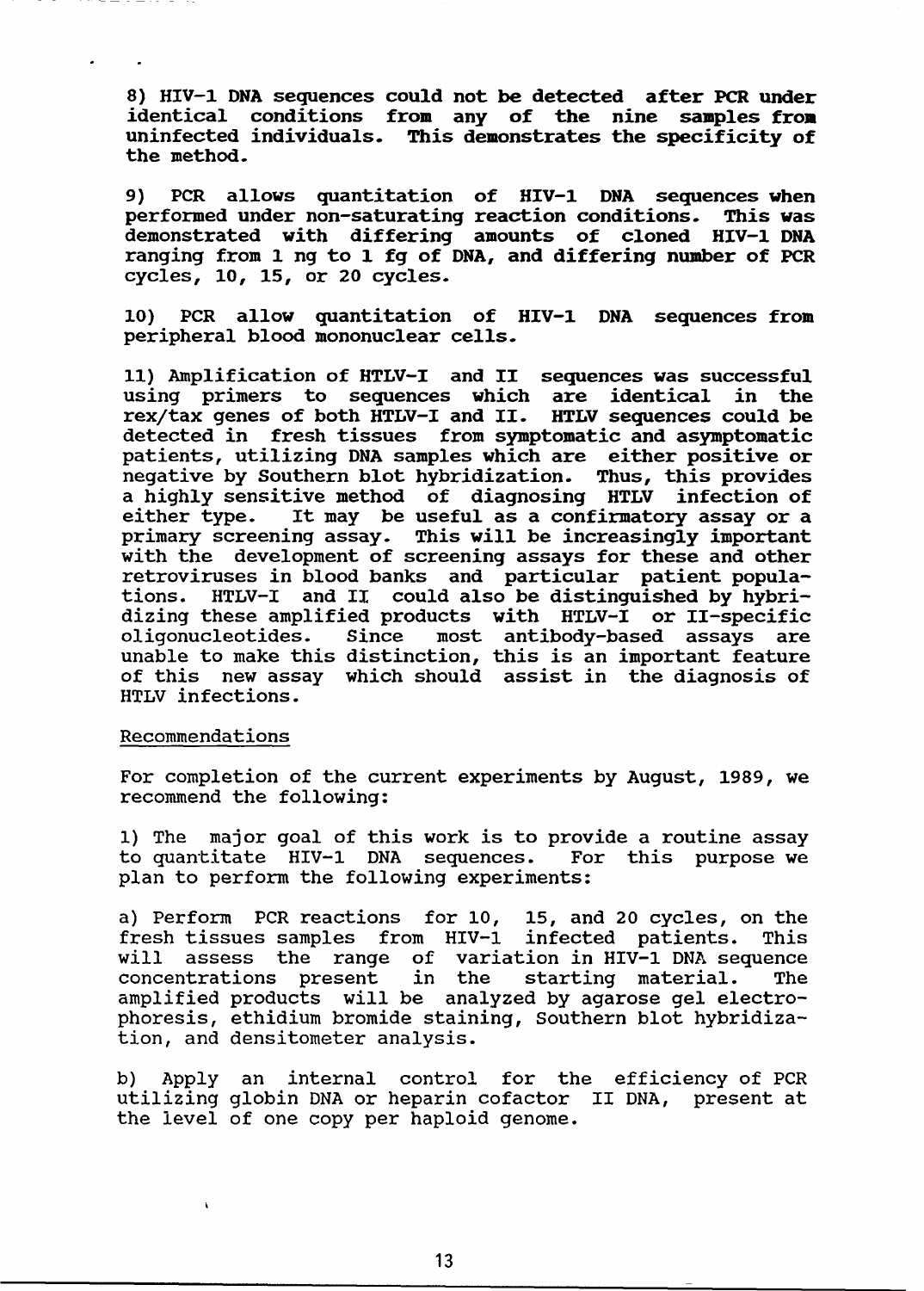8) HIV-1 DNA sequences could not be detected after PCR under identical conditions from any of the nine samples from uninfected individuals. This demonstrates the specificity of the method.

9) PCR allows quantitation of HIV-1 DNA sequences when performed under non-saturating reaction conditions. This was demonstrated with differing amounts of cloned HIV-1 DNA ranging from 1 ng to 1 fg of DNA, and differing number of PCR cycles, 10, 15, or 20 cycles.

10) PCR allow quantitation of HIV-1 DNA sequences from peripheral blood mononuclear cells.

11) Amplification of HTLV-I and II sequences was successful using primers to sequences which are identical in the rex/tax genes of both HTLV-I and II. HTLV sequences could be detected in fresh tissues from symptomatic and asymptomatic patients, utilizing DNA samples which are either positive or negative by Southern blot hybridization. Thus, this provides a highly sensitive method of diagnosing HTLV infection of either type. It may be useful as a confirmatory assay or a primary screening assay. This will be increasingly important with the development of screening assays for these and other retroviruses in blood banks and particular patient populations. HTLV-I and II could also be distinguished by hybridizing these amplified products with HTLV-I or II-specific oligonucleotides. Since most antibody-based assays are unable to make this distinction, this is an important feature of this new assay which should assist in the diagnosis of HTLV infections.

Recommendations

For completion of the current experiments by August, 1989, we recommend the following:

1) The major goal of this work is to provide a routine assay to quantitate HIV-1 DNA sequences. For this purpose we plan to perform the following experiments:

a) Perform PCR reactions for 10, 15, and 20 cycles, on the fresh tissues samples from HIV-1 infected patients. This will assess the range of variation in HIV-1 DNA sequence concentrations present in the starting material. The amplified products will be analyzed by agarose gel electrophoresis, ethidium bromide staining, Southern blot hybridization, and densitometer analysis.

b) Apply an internal control for the efficiency of PCR utilizing globin DNA or heparin cofactor II DNA, present at the level of one copy per haploid genome.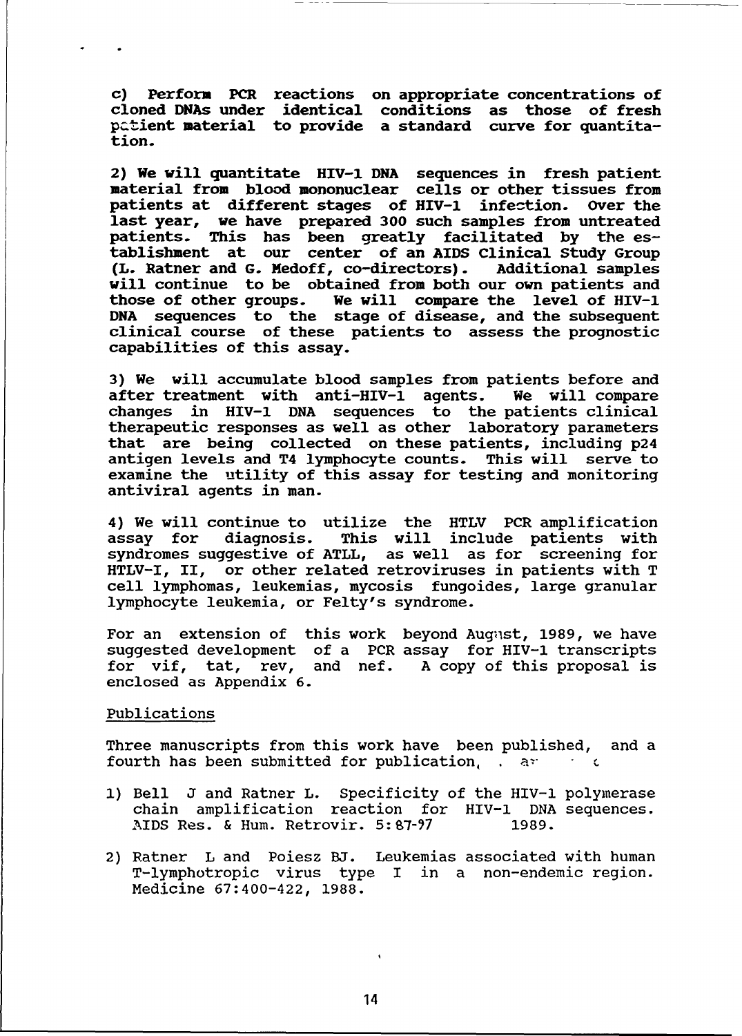c) Perform PCR reactions on appropriate concentrations of cloned DNAs under identical conditions as those of fresh patient material to provide a standard curve for quantitation.

2) We will quantitate HIV-1 DNA sequences in fresh patient material from blood mononuclear cells or other tissues from patients at different stages of HIV-1 infection. Over the last year, we have prepared 300 such samples from untreated patients. This has been greatly facilitated by the establishment at our center of an AIDS Clinical Study Group (L. Ratner and G. Medoff, co-directors). Additional samples will continue to be obtained from both our own patients and those of other groups. We will compare the level of HIV-1 DNA sequences to the stage of disease, and the subsequent clinical course of these patients to assess the prognostic capabilities of this assay.

3) We will accumulate blood samples from patients before and after treatment with anti-HIV-1 agents. We will compare changes in HIV-1 DNA sequences to the patients clinical therapeutic responses as well as other laboratory parameters that are being collected on these patients, including p24 antigen levels and T4 lymphocyte counts. This will serve to examine the utility of this assay for testing and monitoring antiviral agents in man.

4) We will continue to utilize the HTLV PCR amplification assay for diagnosis. This will include patients with syndromes suggestive of ATLL, as well as for screening for HTLV-I, II, or other related retroviruses in patients with T cell lymphomas, leukemias, mycosis fungoides, large granular lymphocyte leukemia, or Felty's syndrome.

For an extension of this work beyond August, 1989, we have suggested development of a PCR assay for HIV-1 transcripts for vif, tat, rev, and nef. A copy of this proposal is enclosed as Appendix 6.

Publications

Three manuscripts from this work have been published, and a fourth has been submitted for publication, . ar

1) Bell J and Ratner L. Specificity of the HIV-1 polymerase chain amplification reaction for HIV-1 DNA sequences. AIDS Res. & Hum. Retrovir. 5:87-97 1989.

2) Ratner L and Poiesz BJ. Leukemias associated with human T-lymphotropic virus type I in a non-endemic region. Medicine 67:400-422, 1988.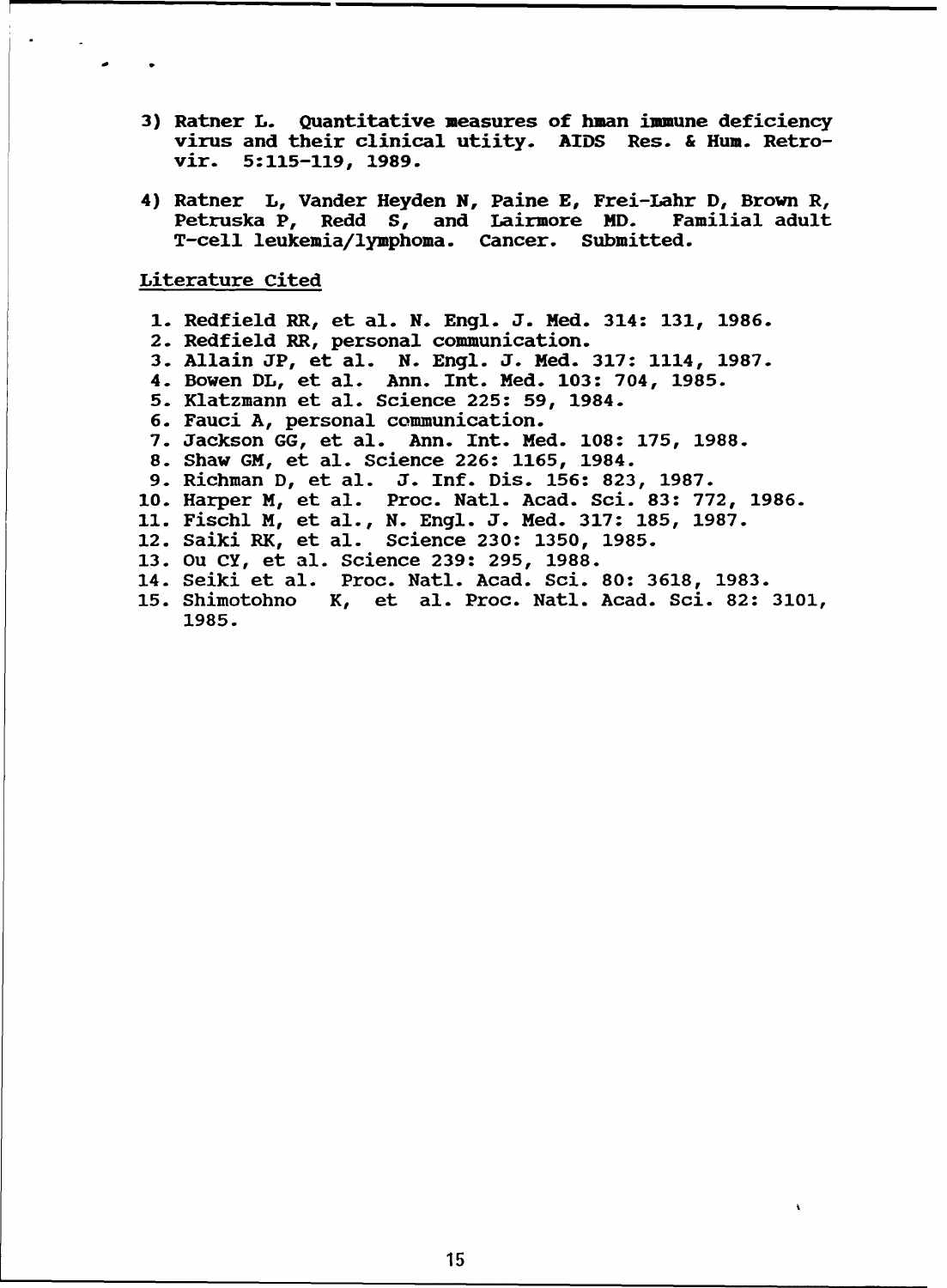3) Ratner L. Quantitative measures of hman immune deficiency virus and their clinical utiity. AIDS Res. & Hum. Retrovir. 5:115-119, 1989.

4) Ratner L, Vander Heyden N, Paine E, Frei-Lahr D, Brown R, Petruska P, Redd S, and Lairmore MD. Familial adult T-cell leukemia/lymphoma. Cancer. Submitted.

Literature Cited

1. Redfield RR, et al. N. Engl. J. Med. 314: 131, 1986.
2. Redfield RR, personal communication.
3. Allain JP, et al. N. Engl. J. Med. 317: 1114, 1987.
4. Bowen DL, et al. Ann. Int. Med. 103: 704, 1985.
5. Klatzmann et al. Science 225: 59, 1984.
6. Fauci A, personal communication.
7. Jackson GG, et al. Ann. Int. Med. 108: 175, 1988.
8. Shaw GM, et al. Science 226: 1165, 1984.
9. Richman D, et al. J. Inf. Dis. 156: 823, 1987.
10. Harper M, et al. Proc. Natl. Acad. Sci. 83: 772, 1986.
11. Fischl M, et al., N. Engl. J. Med. 317: 185, 1987.
12. Saiki RK, et al. Science 230: 1350, 1985.
13. Ou CY, et al. Science 239: 295, 1988.
14. Seiki et al. Proc. Natl. Acad. Sci. 80: 3618, 1983.
15. Shimotohno K, et al. Proc. Natl. Acad. Sci. 82: 3101, 1985.